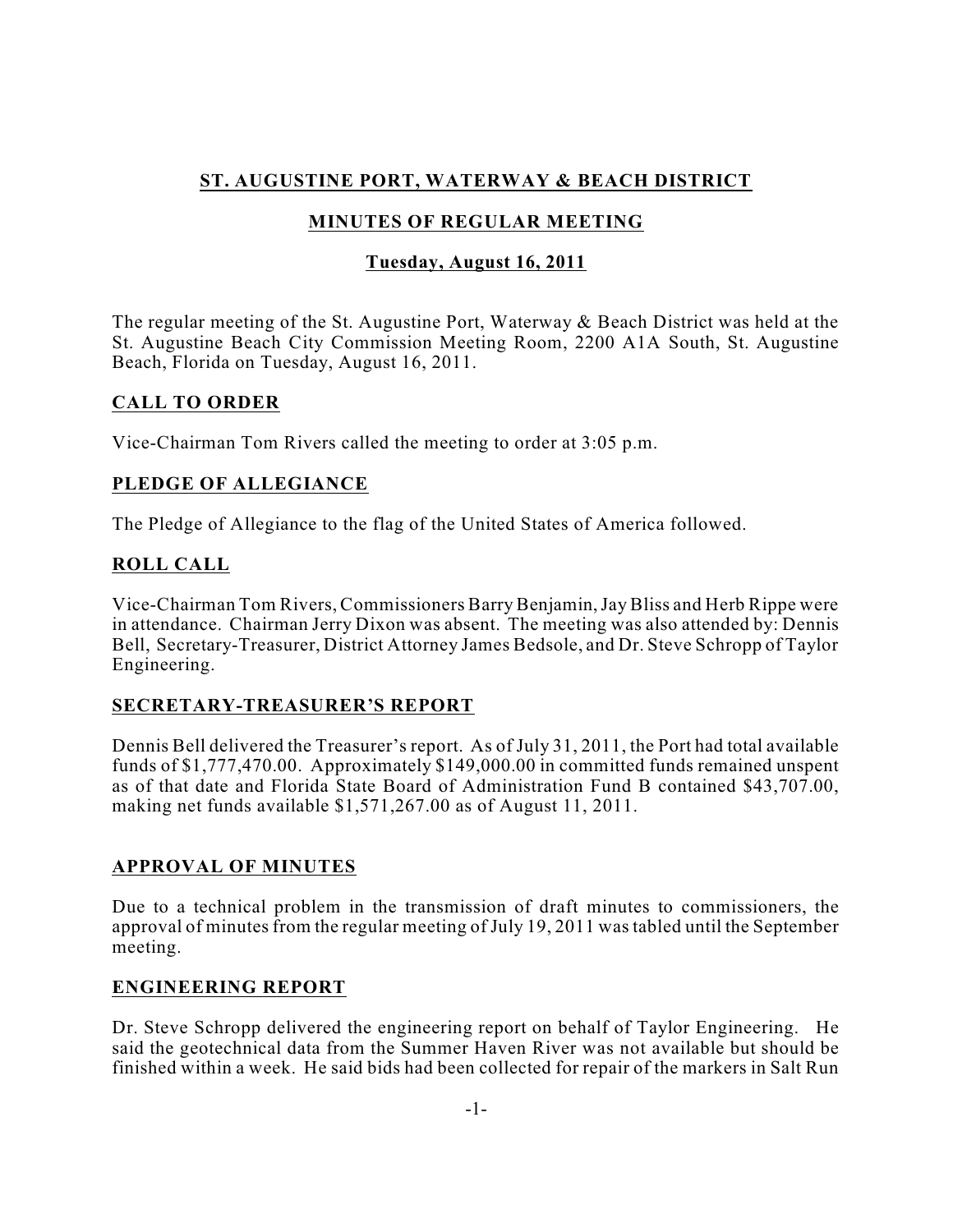# ST. AUGUSTINE PORT, WATERWAY & BEACH DISTRICT

## MINUTES OF REGULAR MEETING

### Tuesday, August 16, 2011

The regular meeting of the St. Augustine Port, Waterway & Beach District was held at the St. Augustine Beach City Commission Meeting Room, 2200 A1A South, St. Augustine Beach, Florida on Tuesday, August 16, 2011.

## CALL TO ORDER

Vice-Chairman Tom Rivers called the meeting to order at 3:05 p.m.

## PLEDGE OF ALLEGIANCE

The Pledge of Allegiance to the flag of the United States of America followed.

## ROLL CALL

Vice-Chairman Tom Rivers, Commissioners Barry Benjamin, Jay Bliss and Herb Rippe were in attendance. Chairman Jerry Dixon was absent. The meeting was also attended by: Dennis Bell, Secretary-Treasurer, District Attorney James Bedsole, and Dr. Steve Schropp of Taylor Engineering.

## SECRETARY-TREASURER'S REPORT

Dennis Bell delivered the Treasurer's report. As of July 31, 2011, the Port had total available funds of $1,777,470.00. Approximately $149,000.00 in committed funds remained unspent as of that date and Florida State Board of Administration Fund B contained $43,707.00, making net funds available $1,571,267.00 as of August 11, 2011.

## APPROVAL OF MINUTES

Due to a technical problem in the transmission of draft minutes to commissioners, the approval of minutes from the regular meeting of July 19, 2011 was tabled until the September meeting.

## ENGINEERING REPORT

Dr. Steve Schropp delivered the engineering report on behalf of Taylor Engineering. He said the geotechnical data from the Summer Haven River was not available but should be finished within a week. He said bids had been collected for repair of the markers in Salt Run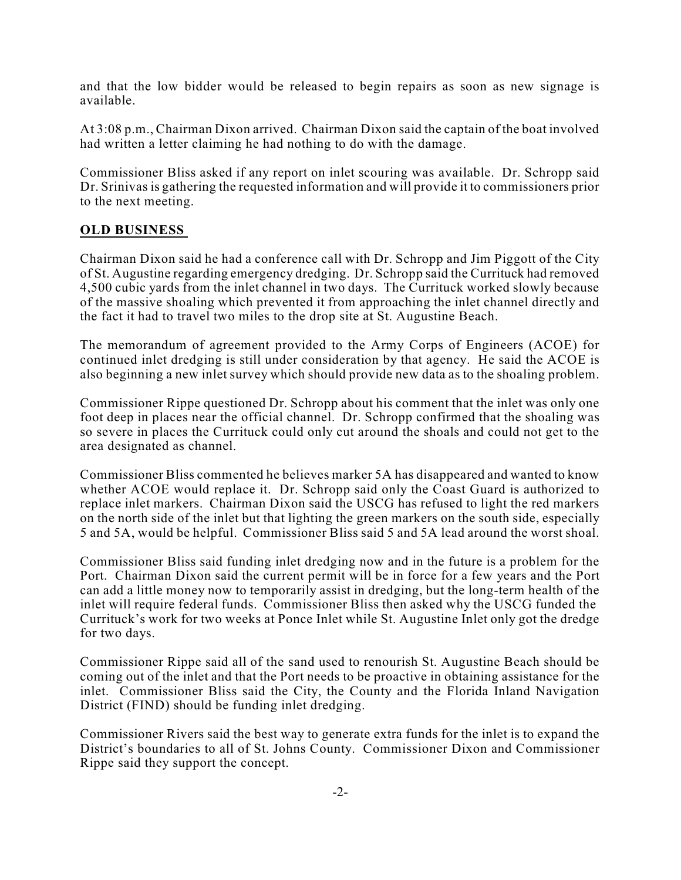and that the low bidder would be released to begin repairs as soon as new signage is available.

At 3:08 p.m., Chairman Dixon arrived. Chairman Dixon said the captain of the boat involved had written a letter claiming he had nothing to do with the damage.

Commissioner Bliss asked if any report on inlet scouring was available. Dr. Schropp said Dr. Srinivas is gathering the requested information and will provide it to commissioners prior to the next meeting.

**OLD BUSINESS**

Chairman Dixon said he had a conference call with Dr. Schropp and Jim Piggott of the City of St. Augustine regarding emergency dredging. Dr. Schropp said the Currituck had removed 4,500 cubic yards from the inlet channel in two days. The Currituck worked slowly because of the massive shoaling which prevented it from approaching the inlet channel directly and the fact it had to travel two miles to the drop site at St. Augustine Beach.

The memorandum of agreement provided to the Army Corps of Engineers (ACOE) for continued inlet dredging is still under consideration by that agency. He said the ACOE is also beginning a new inlet survey which should provide new data as to the shoaling problem.

Commissioner Rippe questioned Dr. Schropp about his comment that the inlet was only one foot deep in places near the official channel. Dr. Schropp confirmed that the shoaling was so severe in places the Currituck could only cut around the shoals and could not get to the area designated as channel.

Commissioner Bliss commented he believes marker 5A has disappeared and wanted to know whether ACOE would replace it. Dr. Schropp said only the Coast Guard is authorized to replace inlet markers. Chairman Dixon said the USCG has refused to light the red markers on the north side of the inlet but that lighting the green markers on the south side, especially 5 and 5A, would be helpful. Commissioner Bliss said 5 and 5A lead around the worst shoal.

Commissioner Bliss said funding inlet dredging now and in the future is a problem for the Port. Chairman Dixon said the current permit will be in force for a few years and the Port can add a little money now to temporarily assist in dredging, but the long-term health of the inlet will require federal funds. Commissioner Bliss then asked why the USCG funded the Currituck's work for two weeks at Ponce Inlet while St. Augustine Inlet only got the dredge for two days.

Commissioner Rippe said all of the sand used to renourish St. Augustine Beach should be coming out of the inlet and that the Port needs to be proactive in obtaining assistance for the inlet. Commissioner Bliss said the City, the County and the Florida Inland Navigation District (FIND) should be funding inlet dredging.

Commissioner Rivers said the best way to generate extra funds for the inlet is to expand the District's boundaries to all of St. Johns County. Commissioner Dixon and Commissioner Rippe said they support the concept.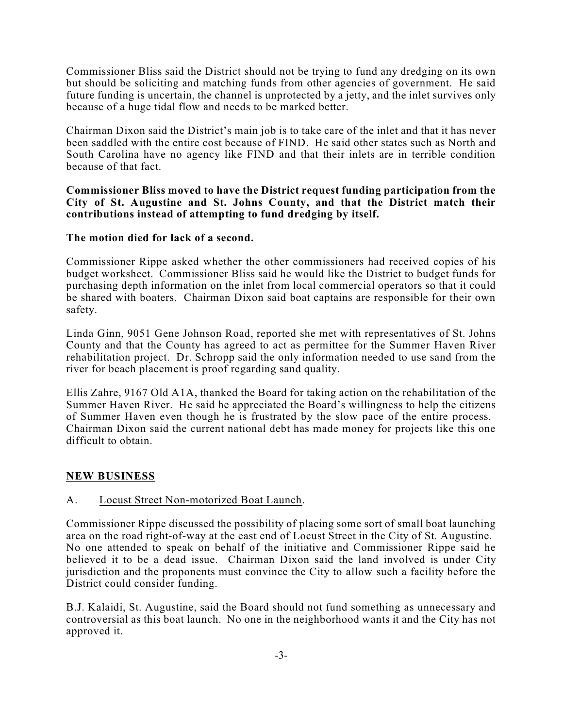Commissioner Bliss said the District should not be trying to fund any dredging on its own but should be soliciting and matching funds from other agencies of government. He said future funding is uncertain, the channel is unprotected by a jetty, and the inlet survives only because of a huge tidal flow and needs to be marked better.

Chairman Dixon said the District's main job is to take care of the inlet and that it has never been saddled with the entire cost because of FIND. He said other states such as North and South Carolina have no agency like FIND and that their inlets are in terrible condition because of that fact.

**Commissioner Bliss moved to have the District request funding participation from the City of St. Augustine and St. Johns County, and that the District match their contributions instead of attempting to fund dredging by itself.**

**The motion died for lack of a second.**

Commissioner Rippe asked whether the other commissioners had received copies of his budget worksheet. Commissioner Bliss said he would like the District to budget funds for purchasing depth information on the inlet from local commercial operators so that it could be shared with boaters. Chairman Dixon said boat captains are responsible for their own safety.

Linda Ginn, 9051 Gene Johnson Road, reported she met with representatives of St. Johns County and that the County has agreed to act as permittee for the Summer Haven River rehabilitation project. Dr. Schropp said the only information needed to use sand from the river for beach placement is proof regarding sand quality.

Ellis Zahre, 9167 Old A1A, thanked the Board for taking action on the rehabilitation of the Summer Haven River. He said he appreciated the Board's willingness to help the citizens of Summer Haven even though he is frustrated by the slow pace of the entire process. Chairman Dixon said the current national debt has made money for projects like this one difficult to obtain.

## NEW BUSINESS

A. Locust Street Non-motorized Boat Launch.

Commissioner Rippe discussed the possibility of placing some sort of small boat launching area on the road right-of-way at the east end of Locust Street in the City of St. Augustine. No one attended to speak on behalf of the initiative and Commissioner Rippe said he believed it to be a dead issue. Chairman Dixon said the land involved is under City jurisdiction and the proponents must convince the City to allow such a facility before the District could consider funding.

B.J. Kalaidi, St. Augustine, said the Board should not fund something as unnecessary and controversial as this boat launch. No one in the neighborhood wants it and the City has not approved it.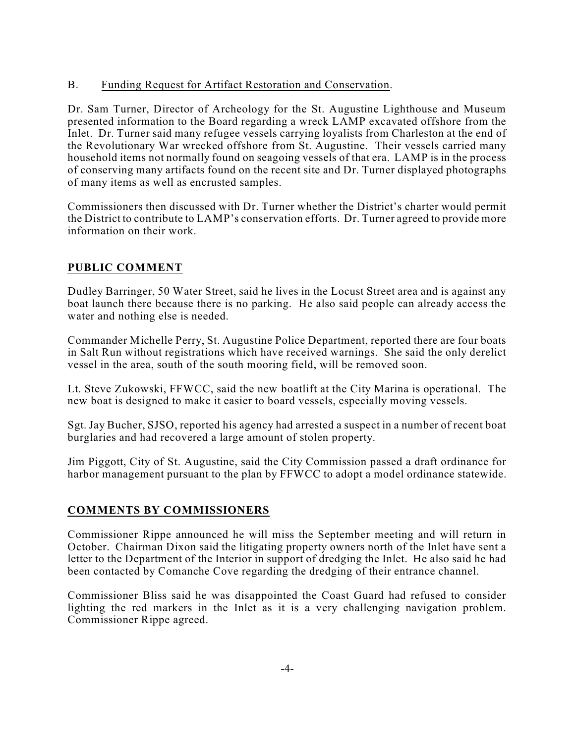B. Funding Request for Artifact Restoration and Conservation.

Dr. Sam Turner, Director of Archeology for the St. Augustine Lighthouse and Museum presented information to the Board regarding a wreck LAMP excavated offshore from the Inlet. Dr. Turner said many refugee vessels carrying loyalists from Charleston at the end of the Revolutionary War wrecked offshore from St. Augustine. Their vessels carried many household items not normally found on seagoing vessels of that era. LAMP is in the process of conserving many artifacts found on the recent site and Dr. Turner displayed photographs of many items as well as encrusted samples.

Commissioners then discussed with Dr. Turner whether the District's charter would permit the District to contribute to LAMP's conservation efforts. Dr. Turner agreed to provide more information on their work.

## PUBLIC COMMENT

Dudley Barringer, 50 Water Street, said he lives in the Locust Street area and is against any boat launch there because there is no parking. He also said people can already access the water and nothing else is needed.

Commander Michelle Perry, St. Augustine Police Department, reported there are four boats in Salt Run without registrations which have received warnings. She said the only derelict vessel in the area, south of the south mooring field, will be removed soon.

Lt. Steve Zukowski, FFWCC, said the new boatlift at the City Marina is operational. The new boat is designed to make it easier to board vessels, especially moving vessels.

Sgt. Jay Bucher, SJSO, reported his agency had arrested a suspect in a number of recent boat burglaries and had recovered a large amount of stolen property.

Jim Piggott, City of St. Augustine, said the City Commission passed a draft ordinance for harbor management pursuant to the plan by FFWCC to adopt a model ordinance statewide.

## COMMENTS BY COMMISSIONERS

Commissioner Rippe announced he will miss the September meeting and will return in October. Chairman Dixon said the litigating property owners north of the Inlet have sent a letter to the Department of the Interior in support of dredging the Inlet. He also said he had been contacted by Comanche Cove regarding the dredging of their entrance channel.

Commissioner Bliss said he was disappointed the Coast Guard had refused to consider lighting the red markers in the Inlet as it is a very challenging navigation problem. Commissioner Rippe agreed.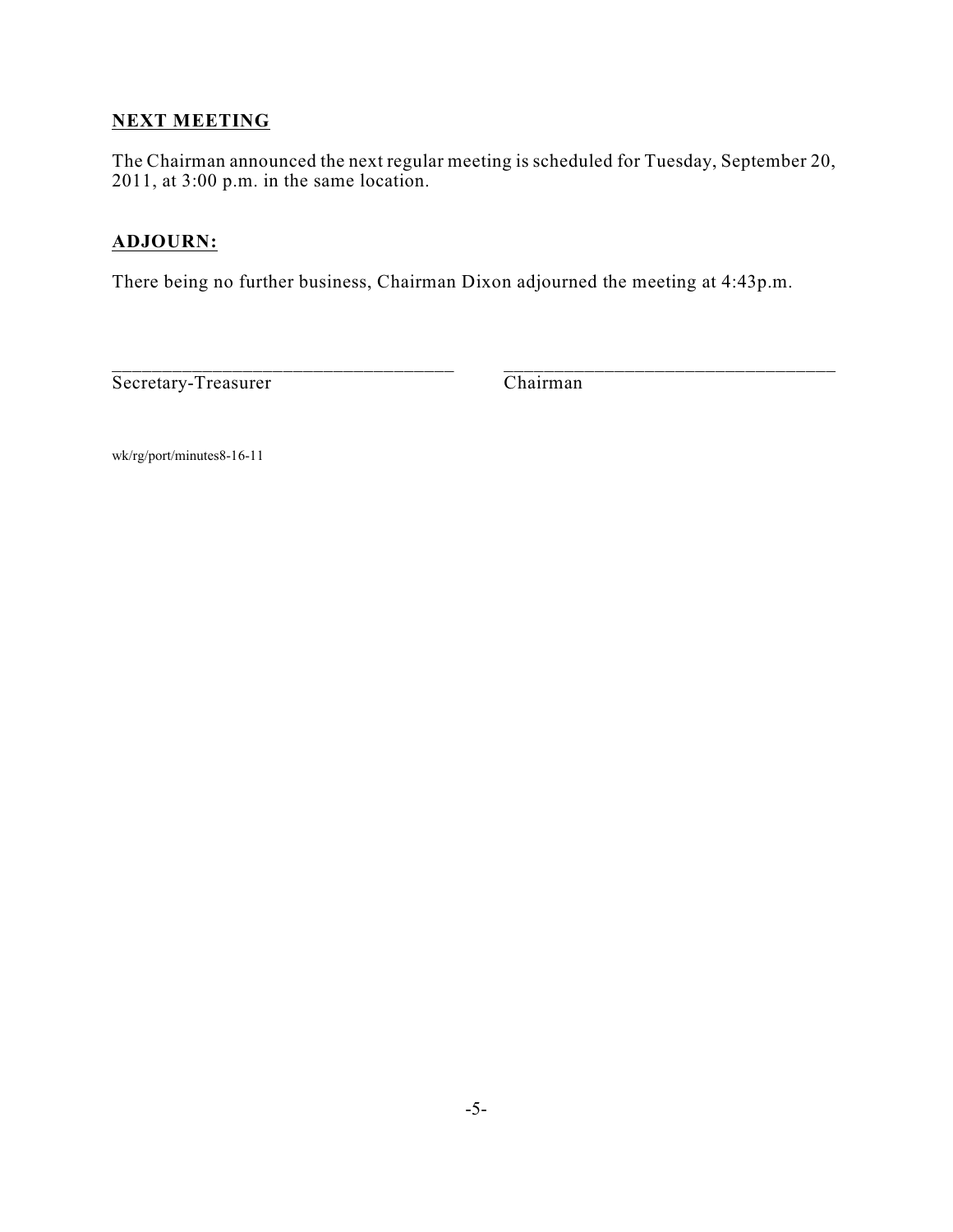## NEXT MEETING

The Chairman announced the next regular meeting is scheduled for Tuesday, September 20, 2011, at 3:00 p.m. in the same location.

## ADJOURN:

There being no further business, Chairman Dixon adjourned the meeting at 4:43p.m.

| | |
|---|---|
| ___________________________________ | ___________________________________ |
| Secretary-Treasurer | Chairman |

wk/rg/port/minutes8-16-11